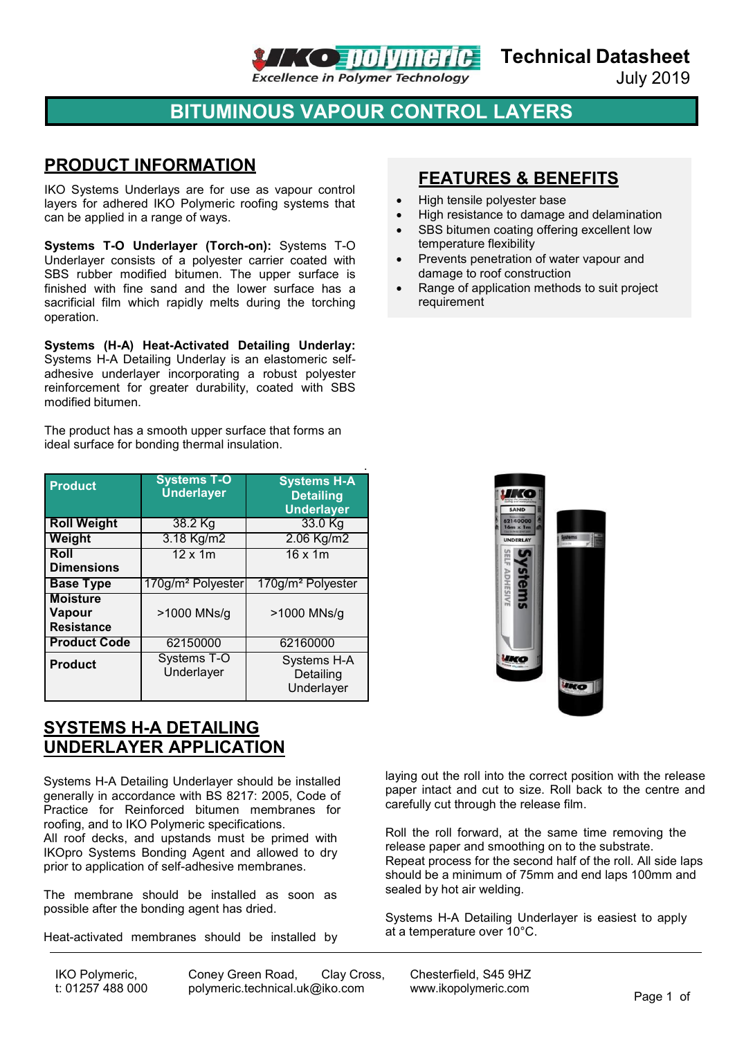Technical Datasheet

July 2019

# BITUMINOUS VAPOUR CONTROL LAYERS

## PRODUCT INFORMATION

IKO Systems Underlays are for use as vapour control layers for adhered IKO Polymeric roofing systems that can be applied in a range of ways.

**Systems T-O Underlayer (Torch-on):** Systems T-O Underlayer consists of a polyester carrier coated with SBS rubber modified bitumen. The upper surface is finished with fine sand and the lower surface has a sacrificial film which rapidly melts during the torching operation.

**Systems (H-A) Heat-Activated Detailing Underlay:** Systems H-A Detailing Underlay is an elastomeric self-adhesive underlayer incorporating a robust polyester reinforcement for greater durability, coated with SBS modified bitumen.

The product has a smooth upper surface that forms an ideal surface for bonding thermal insulation.

| Product | Systems T-O Underlayer | Systems H-A Detailing Underlayer |
|---|---|---|
| Roll Weight | 38.2 Kg | 33.0 Kg |
| Weight | 3.18 Kg/m2 | 2.06 Kg/m2 |
| Roll Dimensions | 12 x 1m | 16 x 1m |
| Base Type | 170g/m² Polyester | 170g/m² Polyester |
| Moisture Vapour Resistance | >1000 MNs/g | >1000 MNs/g |
| Product Code | 62150000 | 62160000 |
| Product | Systems T-O Underlayer | Systems H-A Detailing Underlayer |

## FEATURES & BENEFITS

- High tensile polyester base
- High resistance to damage and delamination
- SBS bitumen coating offering excellent low temperature flexibility
- Prevents penetration of water vapour and damage to roof construction
- Range of application methods to suit project requirement

## SYSTEMS H-A DETAILING UNDERLAYER APPLICATION

Systems H-A Detailing Underlayer should be installed generally in accordance with BS 8217: 2005, Code of Practice for Reinforced bitumen membranes for roofing, and to IKO Polymeric specifications.
All roof decks, and upstands must be primed with IKOpro Systems Bonding Agent and allowed to dry prior to application of self-adhesive membranes.

The membrane should be installed as soon as possible after the bonding agent has dried.

Heat-activated membranes should be installed by laying out the roll into the correct position with the release paper intact and cut to size. Roll back to the centre and carefully cut through the release film.

Roll the roll forward, at the same time removing the release paper and smoothing on to the substrate.
Repeat process for the second half of the roll. All side laps should be a minimum of 75mm and end laps 100mm and sealed by hot air welding.

Systems H-A Detailing Underlayer is easiest to apply at a temperature over 10°C.

IKO Polymeric, Coney Green Road, Clay Cross, Chesterfield, S45 9HZ
t: 01257 488 000 polymeric.technical.uk@iko.com www.ikopolymeric.com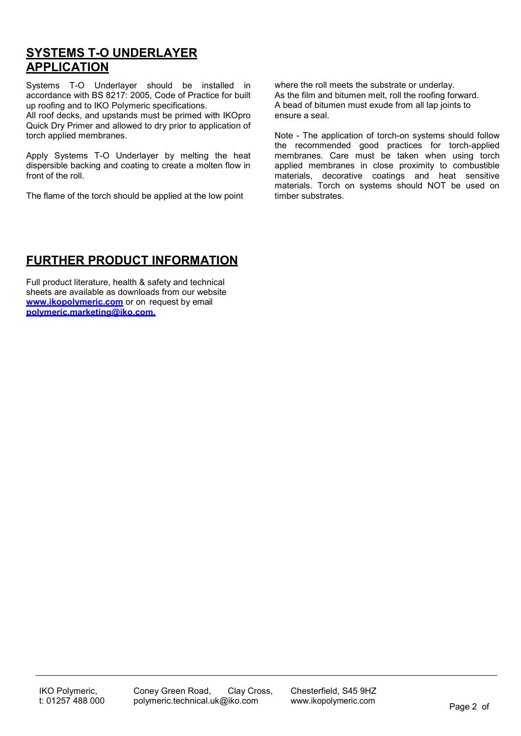## SYSTEMS T-O UNDERLAYER APPLICATION

Systems T-O Underlayer should be installed in accordance with BS 8217: 2005, Code of Practice for built up roofing and to IKO Polymeric specifications.
All roof decks, and upstands must be primed with IKOpro Quick Dry Primer and allowed to dry prior to application of torch applied membranes.

Apply Systems T-O Underlayer by melting the heat dispersible backing and coating to create a molten flow in front of the roll.

The flame of the torch should be applied at the low point where the roll meets the substrate or underlay.
As the film and bitumen melt, roll the roofing forward.
A bead of bitumen must exude from all lap joints to ensure a seal.

Note - The application of torch-on systems should follow the recommended good practices for torch-applied membranes. Care must be taken when using torch applied membranes in close proximity to combustible materials, decorative coatings and heat sensitive materials. Torch on systems should NOT be used on timber substrates.

## FURTHER PRODUCT INFORMATION

Full product literature, health & safety and technical sheets are available as downloads from our website **www.ikopolymeric.com** or on request by email **polymeric.marketing@iko.com.**

IKO Polymeric, Coney Green Road, Clay Cross, Chesterfield, S45 9HZ
t: 01257 488 000 polymeric.technical.uk@iko.com www.ikopolymeric.com